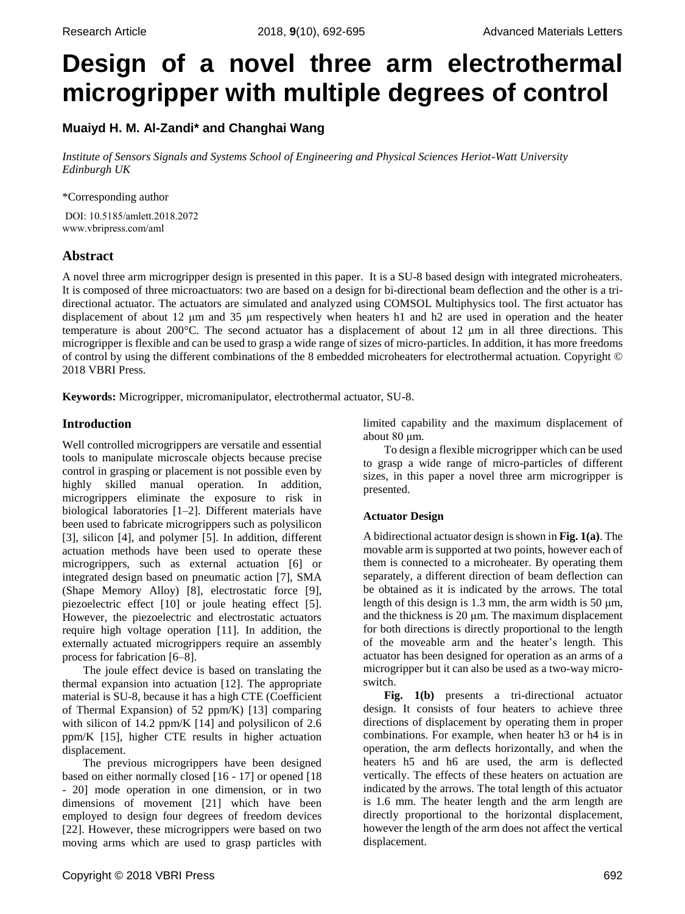# Design of a novel three arm electrothermal microgripper with multiple degrees of control

**Muaiyd H. M. Al-Zandi\* and Changhai Wang**

*Institute of Sensors Signals and Systems School of Engineering and Physical Sciences Heriot-Watt University Edinburgh UK*

\*Corresponding author

DOI: 10.5185/amlett.2018.2072
www.vbripress.com/aml

## Abstract

A novel three arm microgripper design is presented in this paper. It is a SU-8 based design with integrated microheaters. It is composed of three microactuators: two are based on a design for bi-directional beam deflection and the other is a tri-directional actuator. The actuators are simulated and analyzed using COMSOL Multiphysics tool. The first actuator has displacement of about 12 μm and 35 μm respectively when heaters h1 and h2 are used in operation and the heater temperature is about 200°C. The second actuator has a displacement of about 12 μm in all three directions. This microgripper is flexible and can be used to grasp a wide range of sizes of micro-particles. In addition, it has more freedoms of control by using the different combinations of the 8 embedded microheaters for electrothermal actuation. Copyright © 2018 VBRI Press.

**Keywords:** Microgripper, micromanipulator, electrothermal actuator, SU-8.

## Introduction

Well controlled microgrippers are versatile and essential tools to manipulate microscale objects because precise control in grasping or placement is not possible even by highly skilled manual operation. In addition, microgrippers eliminate the exposure to risk in biological laboratories [1–2]. Different materials have been used to fabricate microgrippers such as polysilicon [3], silicon [4], and polymer [5]. In addition, different actuation methods have been used to operate these microgrippers, such as external actuation [6] or integrated design based on pneumatic action [7], SMA (Shape Memory Alloy) [8], electrostatic force [9], piezoelectric effect [10] or joule heating effect [5]. However, the piezoelectric and electrostatic actuators require high voltage operation [11]. In addition, the externally actuated microgrippers require an assembly process for fabrication [6–8].

The joule effect device is based on translating the thermal expansion into actuation [12]. The appropriate material is SU-8, because it has a high CTE (Coefficient of Thermal Expansion) of 52 ppm/K) [13] comparing with silicon of 14.2 ppm/K [14] and polysilicon of 2.6 ppm/K [15], higher CTE results in higher actuation displacement.

The previous microgrippers have been designed based on either normally closed [16 - 17] or opened [18 - 20] mode operation in one dimension, or in two dimensions of movement [21] which have been employed to design four degrees of freedom devices [22]. However, these microgrippers were based on two moving arms which are used to grasp particles with limited capability and the maximum displacement of about 80 μm.

To design a flexible microgripper which can be used to grasp a wide range of micro-particles of different sizes, in this paper a novel three arm microgripper is presented.

### Actuator Design

A bidirectional actuator design is shown in **Fig. 1(a)**. The movable arm is supported at two points, however each of them is connected to a microheater. By operating them separately, a different direction of beam deflection can be obtained as it is indicated by the arrows. The total length of this design is 1.3 mm, the arm width is 50 μm, and the thickness is 20 μm. The maximum displacement for both directions is directly proportional to the length of the moveable arm and the heater's length. This actuator has been designed for operation as an arms of a microgripper but it can also be used as a two-way micro-switch.

**Fig. 1(b)** presents a tri-directional actuator design. It consists of four heaters to achieve three directions of displacement by operating them in proper combinations. For example, when heater h3 or h4 is in operation, the arm deflects horizontally, and when the heaters h5 and h6 are used, the arm is deflected vertically. The effects of these heaters on actuation are indicated by the arrows. The total length of this actuator is 1.6 mm. The heater length and the arm length are directly proportional to the horizontal displacement, however the length of the arm does not affect the vertical displacement.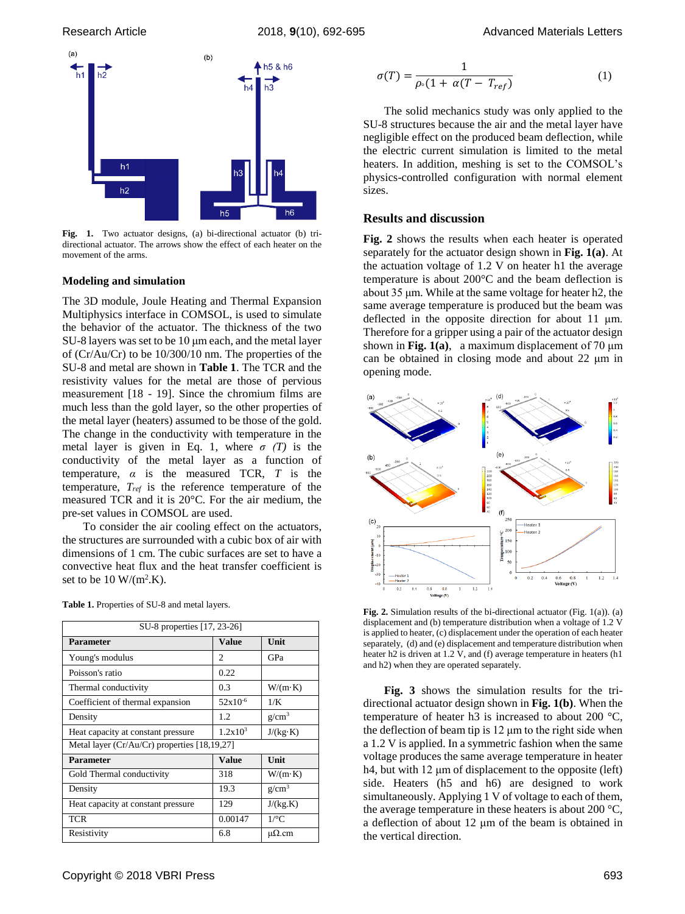Fig. 1. Two actuator designs, (a) bi-directional actuator (b) tri-directional actuator. The arrows show the effect of each heater on the movement of the arms.

## Modeling and simulation

The 3D module, Joule Heating and Thermal Expansion Multiphysics interface in COMSOL, is used to simulate the behavior of the actuator. The thickness of the two SU-8 layers was set to be 10 μm each, and the metal layer of (Cr/Au/Cr) to be 10/300/10 nm. The properties of the SU-8 and metal are shown in **Table 1**. The TCR and the resistivity values for the metal are taken from pervious measurement [18 - 19]. Since the chromium films are much less than the gold layer, so the other properties of the metal layer (heaters) assumed to be those of the gold. The change in the conductivity with temperature in the metal layer is given in Eq. 1, where $\sigma$ *(T)* is the conductivity of the metal layer as a function of temperature, $\alpha$ is the measured TCR, $T$ is the temperature, $T_{ref}$ is the reference temperature of the measured TCR and it is 20°C. For the air medium, the pre-set values in COMSOL are used.

To consider the air cooling effect on the actuators, the structures are surrounded with a cubic box of air with dimensions of 1 cm. The cubic surfaces are set to have a convective heat flux and the heat transfer coefficient is set to be 10 W/(m$^2$.K).

**Table 1.** Properties of SU-8 and metal layers.

| SU-8 properties [17, 23-26] | | |
|---|---|---|
| **Parameter** | **Value** | **Unit** |
| Young's modulus | 2 | GPa |
| Poisson's ratio | 0.22 | |
| Thermal conductivity | 0.3 | W/(m·K) |
| Coefficient of thermal expansion | 52x10$^{-6}$ | 1/K |
| Density | 1.2 | g/cm$^3$ |
| Heat capacity at constant pressure | 1.2x10$^3$ | J/(kg·K) |
| Metal layer (Cr/Au/Cr) properties [18,19,27] | | |
| **Parameter** | **Value** | **Unit** |
| Gold Thermal conductivity | 318 | W/(m·K) |
| Density | 19.3 | g/cm$^3$ |
| Heat capacity at constant pressure | 129 | J/(kg.K) |
| TCR | 0.00147 | 1/°C |
| Resistivity | 6.8 | μΩ.cm |

$$\sigma(T) = \frac{1}{\rho_\circ(1 + \alpha(T - T_{ref})} \qquad (1)$$

The solid mechanics study was only applied to the SU-8 structures because the air and the metal layer have negligible effect on the produced beam deflection, while the electric current simulation is limited to the metal heaters. In addition, meshing is set to the COMSOL's physics-controlled configuration with normal element sizes.

## Results and discussion

**Fig. 2** shows the results when each heater is operated separately for the actuator design shown in **Fig. 1(a)**. At the actuation voltage of 1.2 V on heater h1 the average temperature is about 200°C and the beam deflection is about 35 μm. While at the same voltage for heater h2, the same average temperature is produced but the beam was deflected in the opposite direction for about 11 μm. Therefore for a gripper using a pair of the actuator design shown in **Fig. 1(a)**, a maximum displacement of 70 μm can be obtained in closing mode and about 22 μm in opening mode.

**Fig. 2.** Simulation results of the bi-directional actuator (Fig. 1(a)). (a) displacement and (b) temperature distribution when a voltage of 1.2 V is applied to heater, (c) displacement under the operation of each heater separately, (d) and (e) displacement and temperature distribution when heater h2 is driven at 1.2 V, and (f) average temperature in heaters (h1 and h2) when they are operated separately.

**Fig. 3** shows the simulation results for the tri-directional actuator design shown in **Fig. 1(b)**. When the temperature of heater h3 is increased to about 200 °C, the deflection of beam tip is 12 μm to the right side when a 1.2 V is applied. In a symmetric fashion when the same voltage produces the same average temperature in heater h4, but with 12 μm of displacement to the opposite (left) side. Heaters (h5 and h6) are designed to work simultaneously. Applying 1 V of voltage to each of them, the average temperature in these heaters is about 200 °C, a deflection of about 12 μm of the beam is obtained in the vertical direction.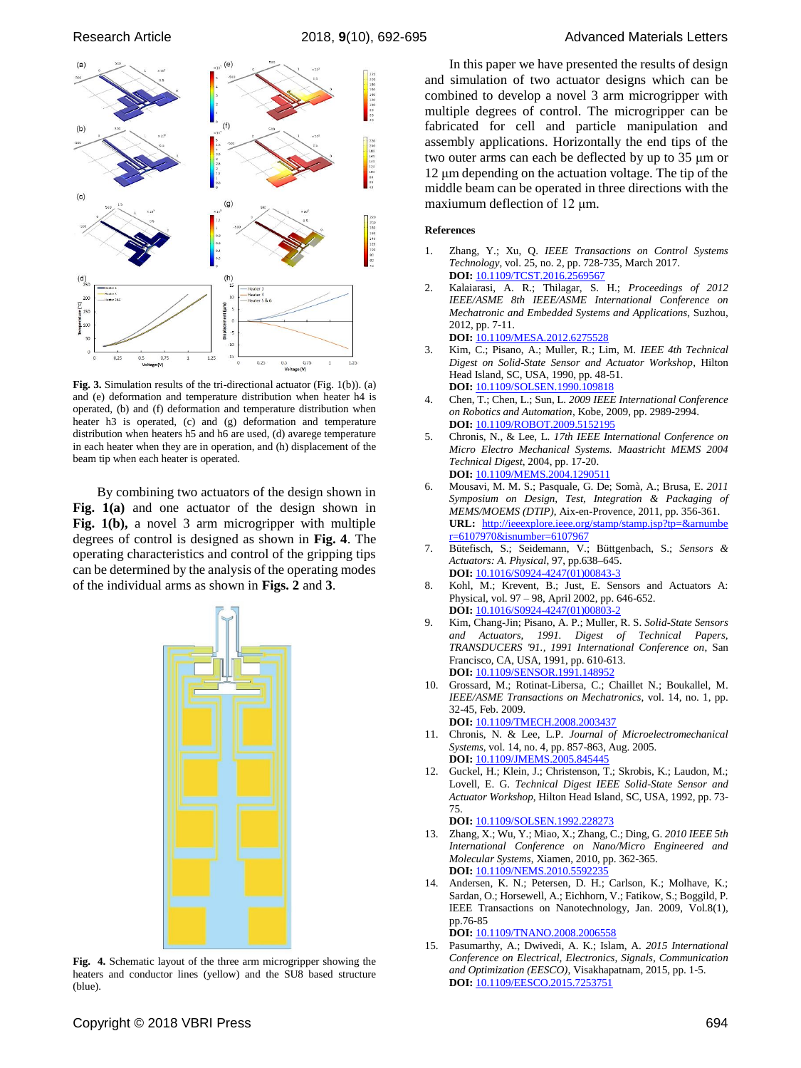**Fig. 3.** Simulation results of the tri-directional actuator (Fig. 1(b)). (a) and (e) deformation and temperature distribution when heater h4 is operated, (b) and (f) deformation and temperature distribution when heater h3 is operated, (c) and (g) deformation and temperature distribution when heaters h5 and h6 are used, (d) avarege temperature in each heater when they are in operation, and (h) displacement of the beam tip when each heater is operated.

By combining two actuators of the design shown in **Fig. 1(a)** and one actuator of the design shown in **Fig. 1(b),** a novel 3 arm microgripper with multiple degrees of control is designed as shown in **Fig. 4**. The operating characteristics and control of the gripping tips can be determined by the analysis of the operating modes of the individual arms as shown in **Figs. 2** and **3**.

**Fig. 4.** Schematic layout of the three arm microgripper showing the heaters and conductor lines (yellow) and the SU8 based structure (blue).

In this paper we have presented the results of design and simulation of two actuator designs which can be combined to develop a novel 3 arm microgripper with multiple degrees of control. The microgripper can be fabricated for cell and particle manipulation and assembly applications. Horizontally the end tips of the two outer arms can each be deflected by up to 35 μm or 12 μm depending on the actuation voltage. The tip of the middle beam can be operated in three directions with the maxiumum deflection of 12 μm.

## References

1. Zhang, Y.; Xu, Q. *IEEE Transactions on Control Systems Technology*, vol. 25, no. 2, pp. 728-735, March 2017.
   **DOI:** 10.1109/TCST.2016.2569567
2. Kalaiarasi, A. R.; Thilagar, S. H.; *Proceedings of 2012 IEEE/ASME 8th IEEE/ASME International Conference on Mechatronic and Embedded Systems and Applications*, Suzhou, 2012, pp. 7-11.
   **DOI:** 10.1109/MESA.2012.6275528
3. Kim, C.; Pisano, A.; Muller, R.; Lim, M. *IEEE 4th Technical Digest on Solid-State Sensor and Actuator Workshop*, Hilton Head Island, SC, USA, 1990, pp. 48-51.
   **DOI:** 10.1109/SOLSEN.1990.109818
4. Chen, T.; Chen, L.; Sun, L. *2009 IEEE International Conference on Robotics and Automation*, Kobe, 2009, pp. 2989-2994.
   **DOI:** 10.1109/ROBOT.2009.5152195
5. Chronis, N., & Lee, L. *17th IEEE International Conference on Micro Electro Mechanical Systems. Maastricht MEMS 2004 Technical Digest*, 2004, pp. 17-20.
   **DOI:** 10.1109/MEMS.2004.1290511
6. Mousavi, M. M. S.; Pasquale, G. De; Somà, A.; Brusa, E. *2011 Symposium on Design, Test, Integration & Packaging of MEMS/MOEMS (DTIP)*, Aix-en-Provence, 2011, pp. 356-361.
   **URL:** http://ieeexplore.ieee.org/stamp/stamp.jsp?tp=&arnumber=6107970&isnumber=6107967
7. Bütefisch, S.; Seidemann, V.; Büttgenbach, S.; *Sensors & Actuators: A. Physical*, 97, pp.638–645.
   **DOI:** 10.1016/S0924-4247(01)00843-3
8. Kohl, M.; Krevent, B.; Just, E. Sensors and Actuators A: Physical, vol. 97 – 98, April 2002, pp. 646-652.
   **DOI:** 10.1016/S0924-4247(01)00803-2
9. Kim, Chang-Jin; Pisano, A. P.; Muller, R. S. *Solid-State Sensors and Actuators, 1991. Digest of Technical Papers, TRANSDUCERS '91., 1991 International Conference on*, San Francisco, CA, USA, 1991, pp. 610-613.
   **DOI:** 10.1109/SENSOR.1991.148952
10. Grossard, M.; Rotinat-Libersa, C.; Chaillet N.; Boukallel, M. *IEEE/ASME Transactions on Mechatronics*, vol. 14, no. 1, pp. 32-45, Feb. 2009.
    **DOI:** 10.1109/TMECH.2008.2003437
11. Chronis, N. & Lee, L.P. *Journal of Microelectromechanical Systems*, vol. 14, no. 4, pp. 857-863, Aug. 2005.
    **DOI:** 10.1109/JMEMS.2005.845445
12. Guckel, H.; Klein, J.; Christenson, T.; Skrobis, K.; Laudon, M.; Lovell, E. G. *Technical Digest IEEE Solid-State Sensor and Actuator Workshop*, Hilton Head Island, SC, USA, 1992, pp. 73-75.
    **DOI:** 10.1109/SOLSEN.1992.228273
13. Zhang, X.; Wu, Y.; Miao, X.; Zhang, C.; Ding, G. *2010 IEEE 5th International Conference on Nano/Micro Engineered and Molecular Systems*, Xiamen, 2010, pp. 362-365.
    **DOI:** 10.1109/NEMS.2010.5592235
14. Andersen, K. N.; Petersen, D. H.; Carlson, K.; Molhave, K.; Sardan, O.; Horsewell, A.; Eichhorn, V.; Fatikow, S.; Boggild, P. IEEE Transactions on Nanotechnology, Jan. 2009, Vol.8(1), pp.76-85
    **DOI:** 10.1109/TNANO.2008.2006558
15. Pasumarthy, A.; Dwivedi, A. K.; Islam, A. *2015 International Conference on Electrical, Electronics, Signals, Communication and Optimization (EESCO)*, Visakhapatnam, 2015, pp. 1-5.
    **DOI:** 10.1109/EESCO.2015.7253751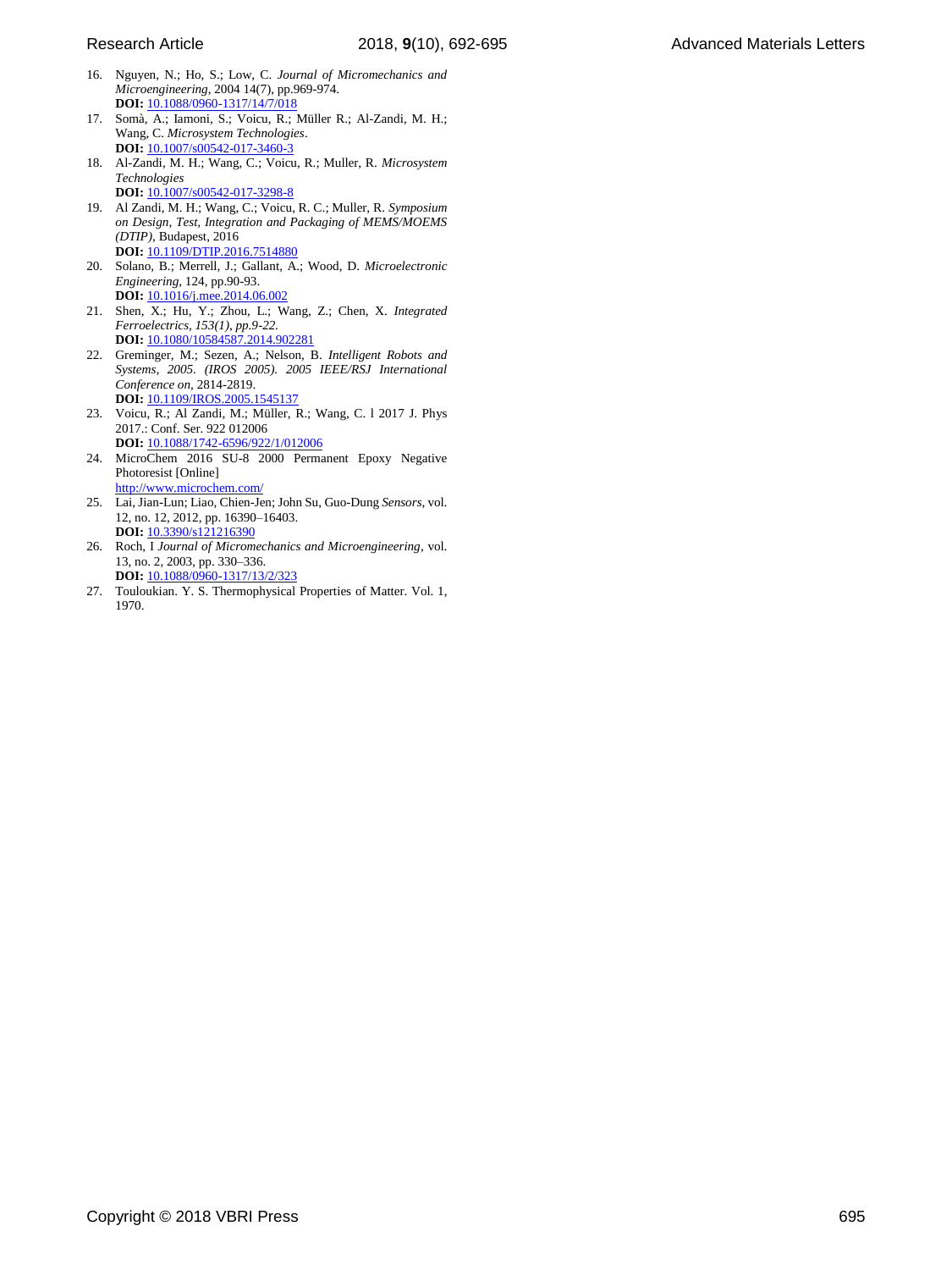16. Nguyen, N.; Ho, S.; Low, C. *Journal of Micromechanics and Microengineering*, 2004 14(7), pp.969-974.
    **DOI:** 10.1088/0960-1317/14/7/018
17. Somà, A.; Iamoni, S.; Voicu, R.; Müller R.; Al-Zandi, M. H.; Wang, C. *Microsystem Technologies*.
    **DOI:** 10.1007/s00542-017-3460-3
18. Al-Zandi, M. H.; Wang, C.; Voicu, R.; Muller, R. *Microsystem Technologies*
    **DOI:** 10.1007/s00542-017-3298-8
19. Al Zandi, M. H.; Wang, C.; Voicu, R. C.; Muller, R. *Symposium on Design, Test, Integration and Packaging of MEMS/MOEMS (DTIP)*, Budapest, 2016
    **DOI:** 10.1109/DTIP.2016.7514880
20. Solano, B.; Merrell, J.; Gallant, A.; Wood, D. *Microelectronic Engineering*, 124, pp.90-93.
    **DOI:** 10.1016/j.mee.2014.06.002
21. Shen, X.; Hu, Y.; Zhou, L.; Wang, Z.; Chen, X. *Integrated Ferroelectrics, 153(1), pp.9-22.*
    **DOI:** 10.1080/10584587.2014.902281
22. Greminger, M.; Sezen, A.; Nelson, B. *Intelligent Robots and Systems, 2005. (IROS 2005). 2005 IEEE/RSJ International Conference on*, 2814-2819.
    **DOI:** 10.1109/IROS.2005.1545137
23. Voicu, R.; Al Zandi, M.; Müller, R.; Wang, C. l 2017 J. Phys 2017.: Conf. Ser. 922 012006
    **DOI:** 10.1088/1742-6596/922/1/012006
24. MicroChem 2016 SU-8 2000 Permanent Epoxy Negative Photoresist [Online]
    http://www.microchem.com/
25. Lai, Jian-Lun; Liao, Chien-Jen; John Su, Guo-Dung *Sensors*, vol. 12, no. 12, 2012, pp. 16390–16403.
    **DOI:** 10.3390/s121216390
26. Roch, I *Journal of Micromechanics and Microengineering*, vol. 13, no. 2, 2003, pp. 330–336.
    **DOI:** 10.1088/0960-1317/13/2/323
27. Touloukian. Y. S. Thermophysical Properties of Matter. Vol. 1, 1970.